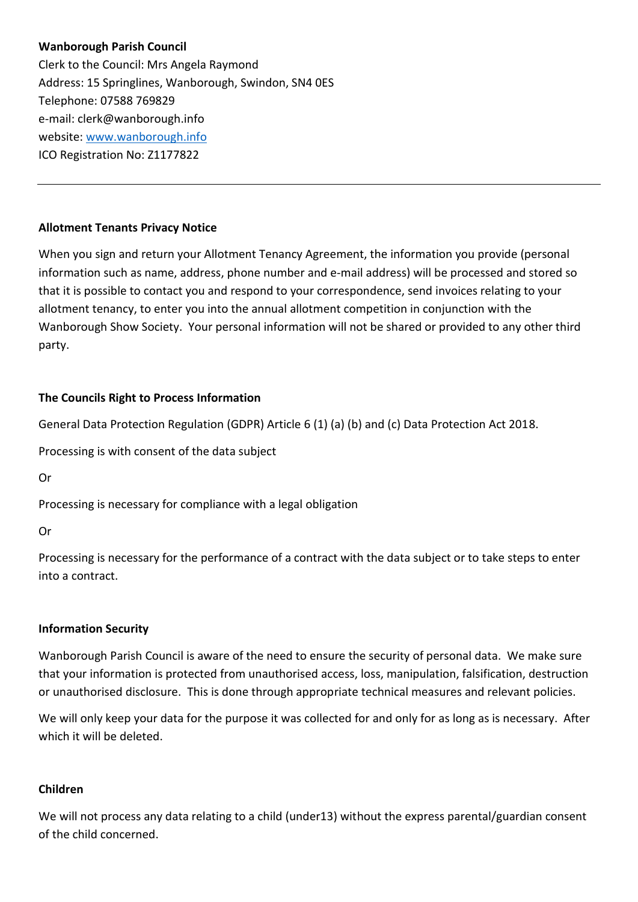**Wanborough Parish Council**
Clerk to the Council: Mrs Angela Raymond
Address: 15 Springlines, Wanborough, Swindon, SN4 0ES
Telephone: 07588 769829
e-mail: clerk@wanborough.info
website: [www.wanborough.info](http://www.wanborough.info)
ICO Registration No: Z1177822

---

## Allotment Tenants Privacy Notice

When you sign and return your Allotment Tenancy Agreement, the information you provide (personal information such as name, address, phone number and e-mail address) will be processed and stored so that it is possible to contact you and respond to your correspondence, send invoices relating to your allotment tenancy, to enter you into the annual allotment competition in conjunction with the Wanborough Show Society. Your personal information will not be shared or provided to any other third party.

## The Councils Right to Process Information

General Data Protection Regulation (GDPR) Article 6 (1) (a) (b) and (c) Data Protection Act 2018.

Processing is with consent of the data subject

Or

Processing is necessary for compliance with a legal obligation

Or

Processing is necessary for the performance of a contract with the data subject or to take steps to enter into a contract.

## Information Security

Wanborough Parish Council is aware of the need to ensure the security of personal data. We make sure that your information is protected from unauthorised access, loss, manipulation, falsification, destruction or unauthorised disclosure. This is done through appropriate technical measures and relevant policies.

We will only keep your data for the purpose it was collected for and only for as long as is necessary. After which it will be deleted.

## Children

We will not process any data relating to a child (under13) without the express parental/guardian consent of the child concerned.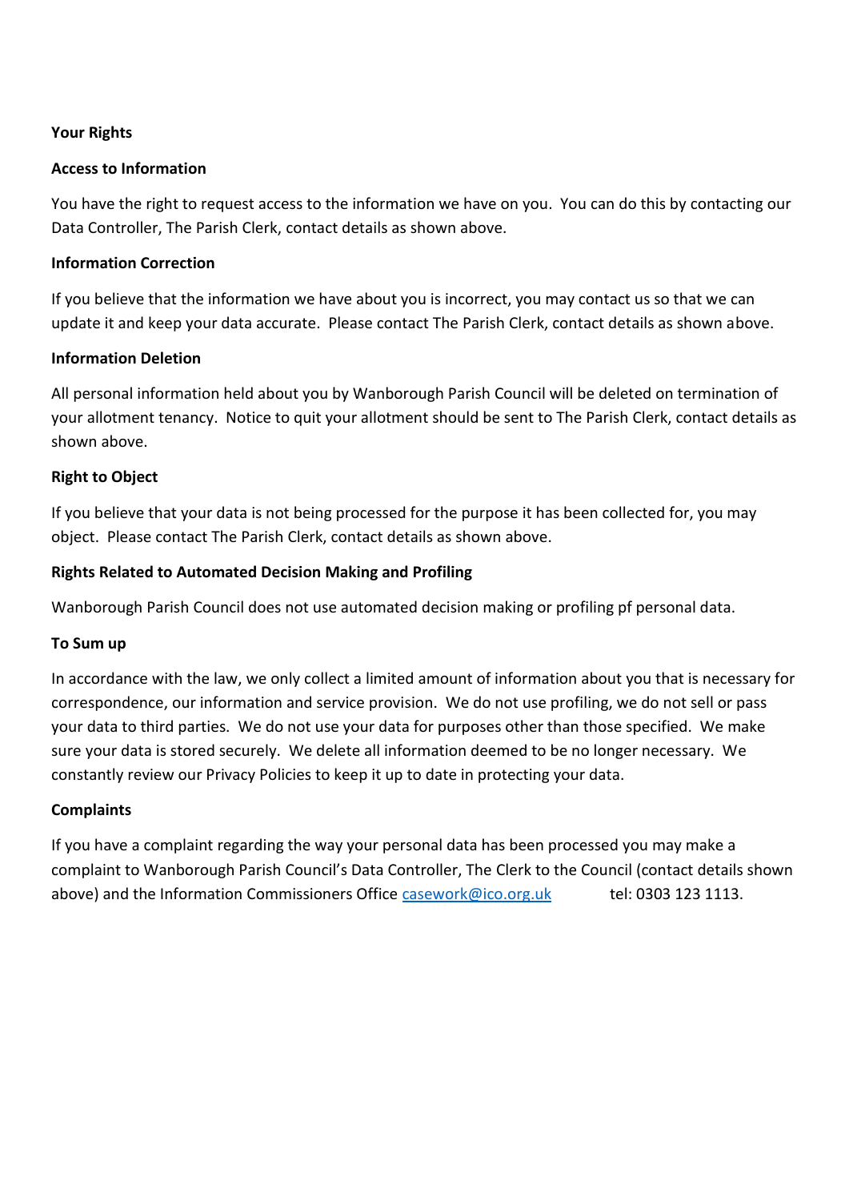**Your Rights**

**Access to Information**

You have the right to request access to the information we have on you. You can do this by contacting our Data Controller, The Parish Clerk, contact details as shown above.

**Information Correction**

If you believe that the information we have about you is incorrect, you may contact us so that we can update it and keep your data accurate. Please contact The Parish Clerk, contact details as shown above.

**Information Deletion**

All personal information held about you by Wanborough Parish Council will be deleted on termination of your allotment tenancy. Notice to quit your allotment should be sent to The Parish Clerk, contact details as shown above.

**Right to Object**

If you believe that your data is not being processed for the purpose it has been collected for, you may object. Please contact The Parish Clerk, contact details as shown above.

**Rights Related to Automated Decision Making and Profiling**

Wanborough Parish Council does not use automated decision making or profiling pf personal data.

**To Sum up**

In accordance with the law, we only collect a limited amount of information about you that is necessary for correspondence, our information and service provision. We do not use profiling, we do not sell or pass your data to third parties. We do not use your data for purposes other than those specified. We make sure your data is stored securely. We delete all information deemed to be no longer necessary. We constantly review our Privacy Policies to keep it up to date in protecting your data.

**Complaints**

If you have a complaint regarding the way your personal data has been processed you may make a complaint to Wanborough Parish Council's Data Controller, The Clerk to the Council (contact details shown above) and the Information Commissioners Office [casework@ico.org.uk](mailto:casework@ico.org.uk) tel: 0303 123 1113.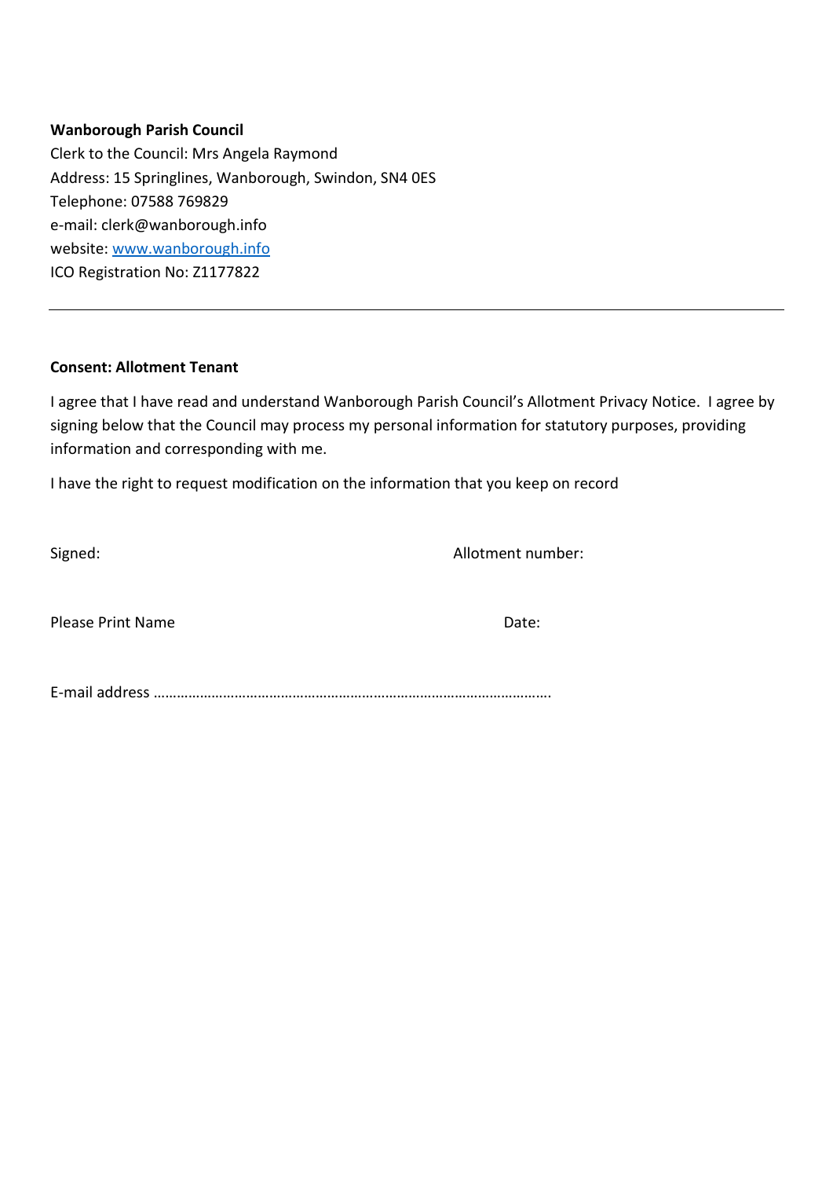**Wanborough Parish Council**
Clerk to the Council: Mrs Angela Raymond
Address: 15 Springlines, Wanborough, Swindon, SN4 0ES
Telephone: 07588 769829
e-mail: clerk@wanborough.info
website: [www.wanborough.info](http://www.wanborough.info)
ICO Registration No: Z1177822

---

**Consent: Allotment Tenant**

I agree that I have read and understand Wanborough Parish Council's Allotment Privacy Notice. I agree by signing below that the Council may process my personal information for statutory purposes, providing information and corresponding with me.

I have the right to request modification on the information that you keep on record

Signed: Allotment number:

Please Print Name Date:

E-mail address ………………………………………………………………………………………….